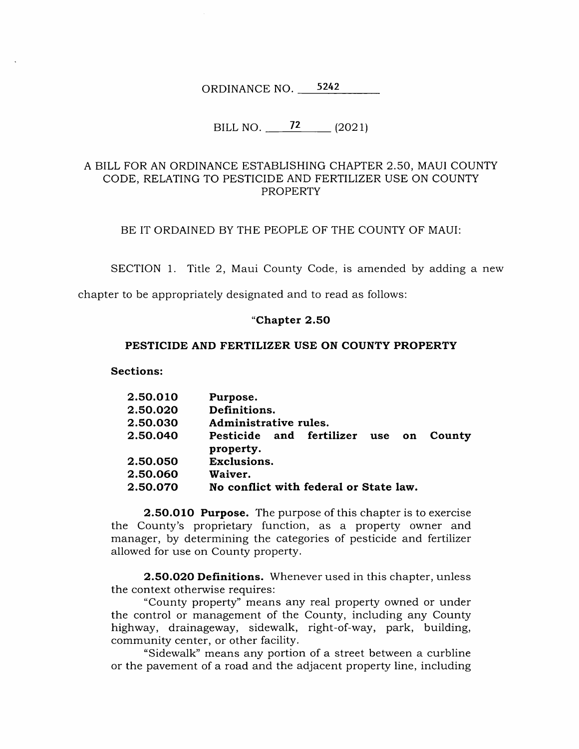ORDINANCE NO. 5242

BILL NO. 72 (2021)

A BILL FOR AN ORDINANCE ESTABLISHING CHAPTER 2.50, MAUI COUNTY CODE, RELATING TO PESTICIDE AND FERTILIZER USE ON COUNTY PROPERTY

BE IT ORDAINED BY THE PEOPLE OF THE COUNTY OF MAUI:

SECTION 1. Title 2, Maui County Code, is amended by adding a new chapter to be appropriately designated and to read as follows:

"**Chapter 2.50**

**PESTICIDE AND FERTILIZER USE ON COUNTY PROPERTY**

**Sections:**

| | |
|---|---|
| **2.50.010** | **Purpose.** |
| **2.50.020** | **Definitions.** |
| **2.50.030** | **Administrative rules.** |
| **2.50.040** | **Pesticide and fertilizer use on County property.** |
| **2.50.050** | **Exclusions.** |
| **2.50.060** | **Waiver.** |
| **2.50.070** | **No conflict with federal or State law.** |

**2.50.010 Purpose.** The purpose of this chapter is to exercise the County's proprietary function, as a property owner and manager, by determining the categories of pesticide and fertilizer allowed for use on County property.

**2.50.020 Definitions.** Whenever used in this chapter, unless the context otherwise requires:

"County property" means any real property owned or under the control or management of the County, including any County highway, drainageway, sidewalk, right-of-way, park, building, community center, or other facility.

"Sidewalk" means any portion of a street between a curbline or the pavement of a road and the adjacent property line, including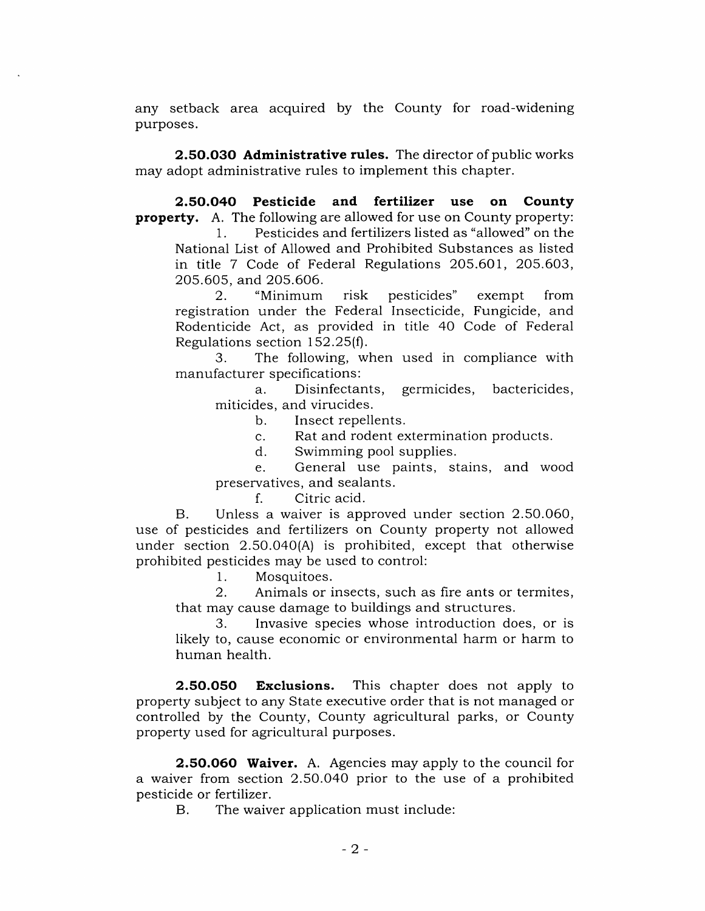any setback area acquired by the County for road-widening purposes.

**2.50.030 Administrative rules.** The director of public works may adopt administrative rules to implement this chapter.

**2.50.040 Pesticide and fertilizer use on County property.** A. The following are allowed for use on County property:

1. Pesticides and fertilizers listed as "allowed" on the National List of Allowed and Prohibited Substances as listed in title 7 Code of Federal Regulations 205.601, 205.603, 205.605, and 205.606.
2. "Minimum risk pesticides" exempt from registration under the Federal Insecticide, Fungicide, and Rodenticide Act, as provided in title 40 Code of Federal Regulations section 152.25(f).
3. The following, when used in compliance with manufacturer specifications:
    a. Disinfectants, germicides, bactericides, miticides, and virucides.
    b. Insect repellents.
    c. Rat and rodent extermination products.
    d. Swimming pool supplies.
    e. General use paints, stains, and wood preservatives, and sealants.
    f. Citric acid.

B. Unless a waiver is approved under section 2.50.060, use of pesticides and fertilizers on County property not allowed under section 2.50.040(A) is prohibited, except that otherwise prohibited pesticides may be used to control:

1. Mosquitoes.
2. Animals or insects, such as fire ants or termites, that may cause damage to buildings and structures.
3. Invasive species whose introduction does, or is likely to, cause economic or environmental harm or harm to human health.

**2.50.050 Exclusions.** This chapter does not apply to property subject to any State executive order that is not managed or controlled by the County, County agricultural parks, or County property used for agricultural purposes.

**2.50.060 Waiver.** A. Agencies may apply to the council for a waiver from section 2.50.040 prior to the use of a prohibited pesticide or fertilizer.

B. The waiver application must include: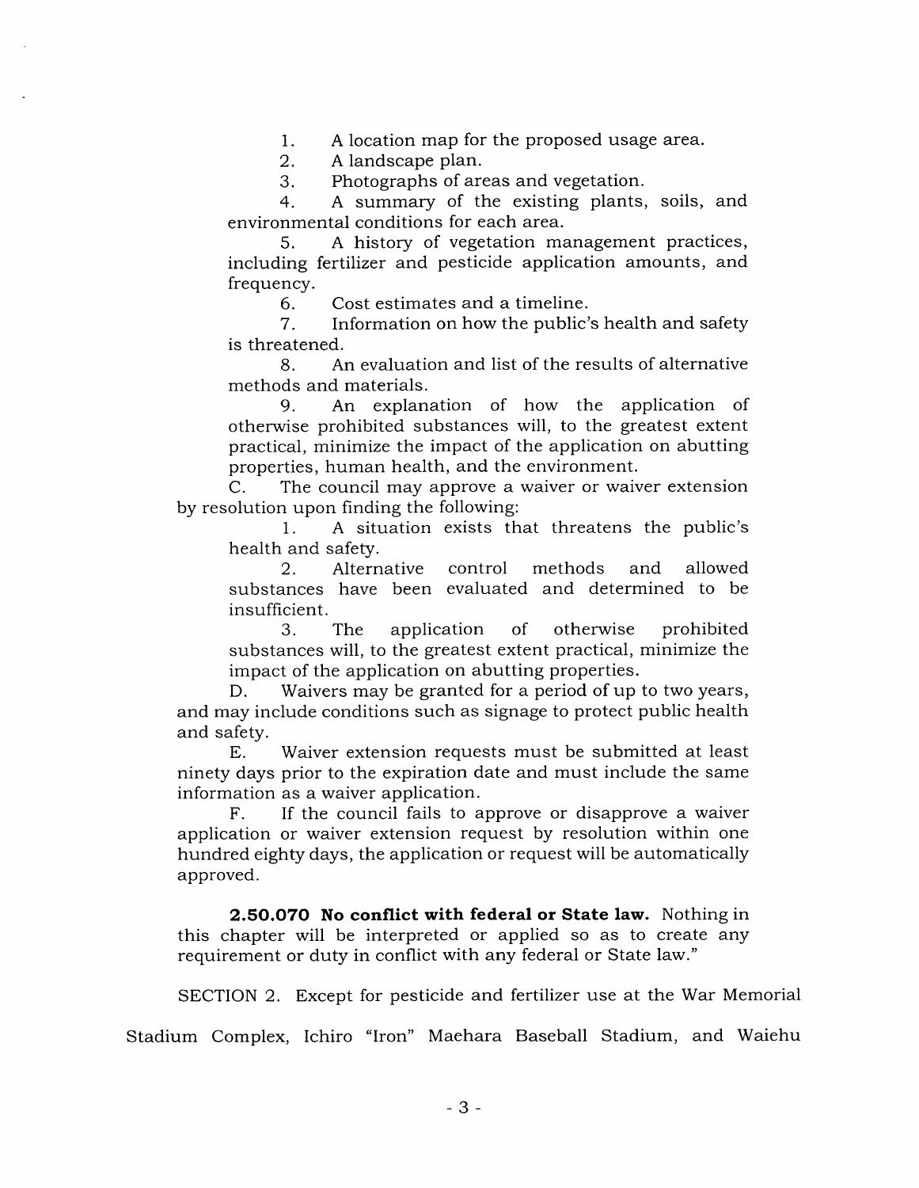1. A location map for the proposed usage area.
2. A landscape plan.
3. Photographs of areas and vegetation.
4. A summary of the existing plants, soils, and environmental conditions for each area.
5. A history of vegetation management practices, including fertilizer and pesticide application amounts, and frequency.
6. Cost estimates and a timeline.
7. Information on how the public's health and safety is threatened.
8. An evaluation and list of the results of alternative methods and materials.
9. An explanation of how the application of otherwise prohibited substances will, to the greatest extent practical, minimize the impact of the application on abutting properties, human health, and the environment.

C. The council may approve a waiver or waiver extension by resolution upon finding the following:

1. A situation exists that threatens the public's health and safety.
2. Alternative control methods and allowed substances have been evaluated and determined to be insufficient.
3. The application of otherwise prohibited substances will, to the greatest extent practical, minimize the impact of the application on abutting properties.

D. Waivers may be granted for a period of up to two years, and may include conditions such as signage to protect public health and safety.

E. Waiver extension requests must be submitted at least ninety days prior to the expiration date and must include the same information as a waiver application.

F. If the council fails to approve or disapprove a waiver application or waiver extension request by resolution within one hundred eighty days, the application or request will be automatically approved.

**2.50.070 No conflict with federal or State law.** Nothing in this chapter will be interpreted or applied so as to create any requirement or duty in conflict with any federal or State law."

SECTION 2. Except for pesticide and fertilizer use at the War Memorial Stadium Complex, Ichiro "Iron" Maehara Baseball Stadium, and Waiehu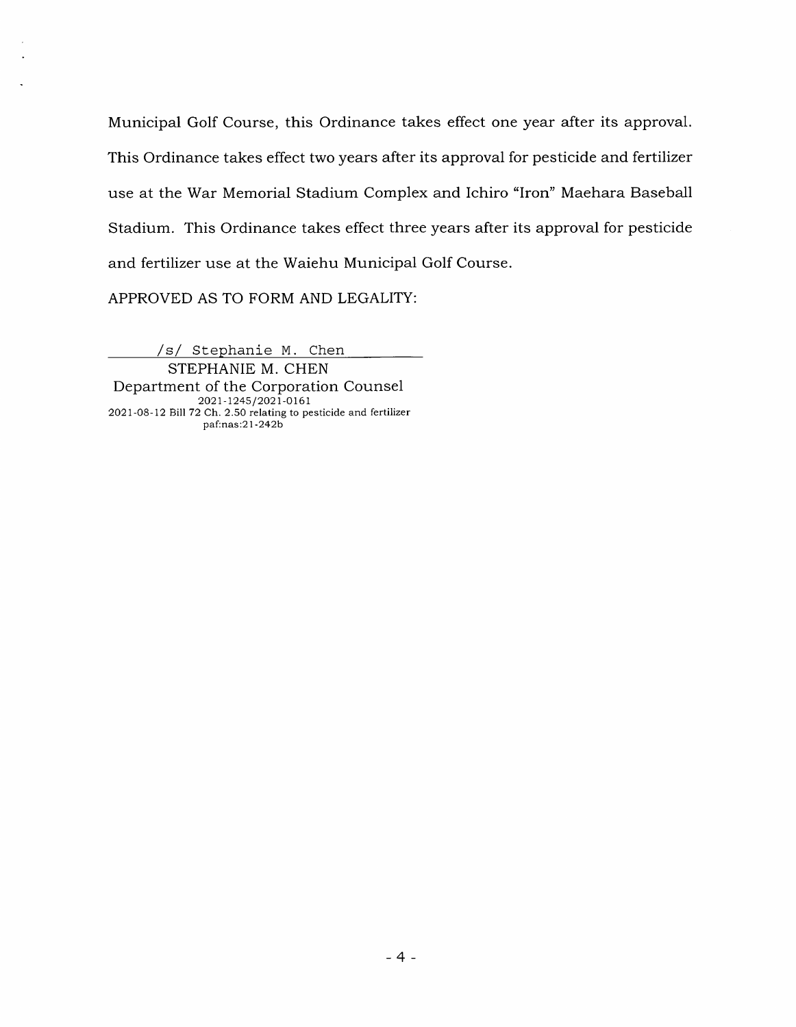Municipal Golf Course, this Ordinance takes effect one year after its approval. This Ordinance takes effect two years after its approval for pesticide and fertilizer use at the War Memorial Stadium Complex and Ichiro "Iron" Maehara Baseball Stadium. This Ordinance takes effect three years after its approval for pesticide and fertilizer use at the Waiehu Municipal Golf Course.

APPROVED AS TO FORM AND LEGALITY:

/s/ Stephanie M. Chen

STEPHANIE M. CHEN
Department of the Corporation Counsel
2021-1245/2021-0161
2021-08-12 Bill 72 Ch. 2.50 relating to pesticide and fertilizer
paf:nas:21-242b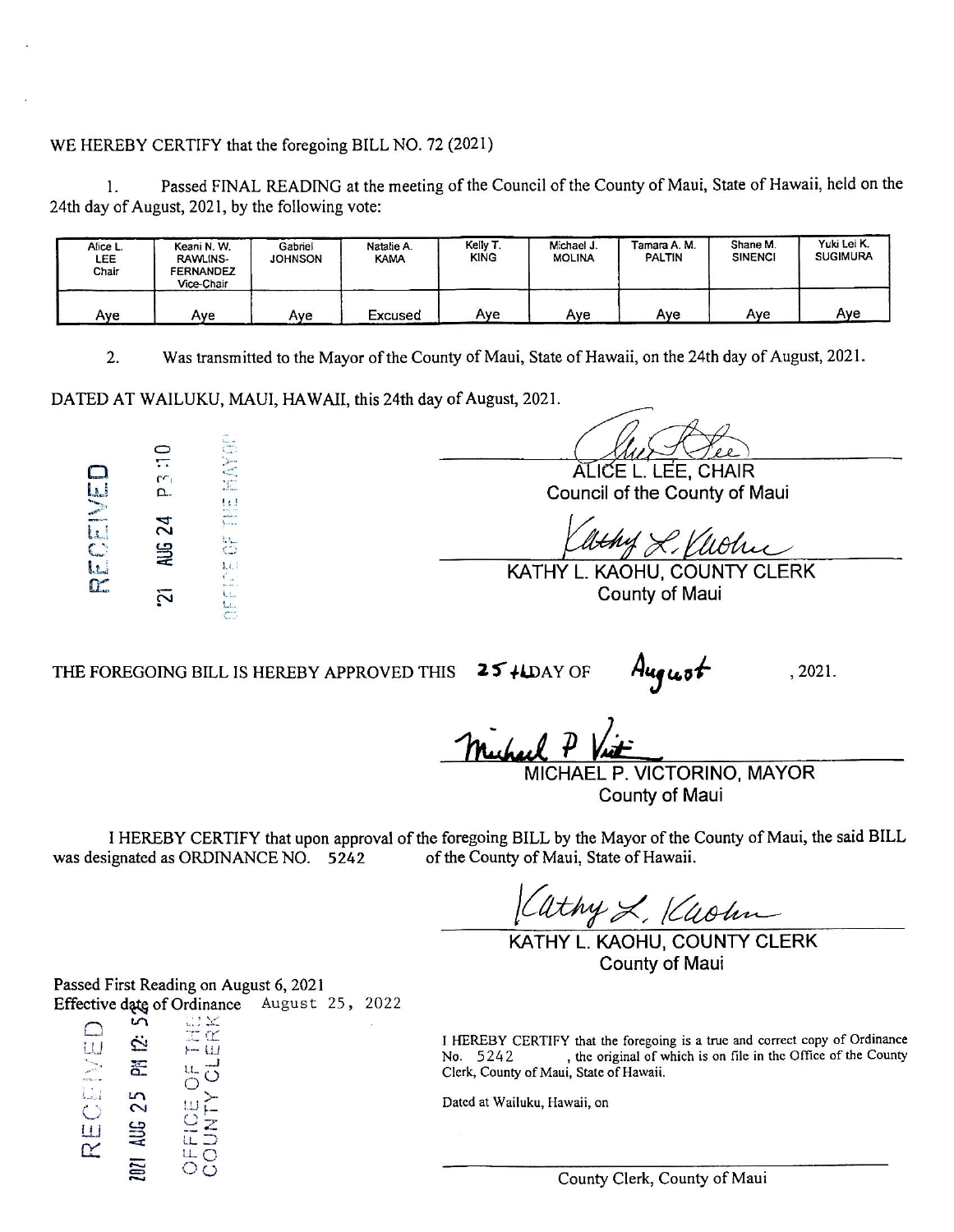WE HEREBY CERTIFY that the foregoing BILL NO. 72 (2021)

1. Passed FINAL READING at the meeting of the Council of the County of Maui, State of Hawaii, held on the 24th day of August, 2021, by the following vote:

| Alice L. LEE Chair | Keani N. W. RAWLINS-FERNANDEZ Vice-Chair | Gabriel JOHNSON | Natalie A. KAMA | Kelly T. KING | Michael J. MOLINA | Tamara A. M. PALTIN | Shane M. SINENCI | Yuki Lei K. SUGIMURA |
|---|---|---|---|---|---|---|---|---|
| Aye | Aye | Aye | Excused | Aye | Aye | Aye | Aye | Aye |

2. Was transmitted to the Mayor of the County of Maui, State of Hawaii, on the 24th day of August, 2021.

DATED AT WAILUKU, MAUI, HAWAII, this 24th day of August, 2021.

RECEIVED '21 AUG 24 P3:10 OFFICE OF THE MAYOR

ALICE L. LEE, CHAIR
Council of the County of Maui

KATHY L. KAOHU, COUNTY CLERK
County of Maui

THE FOREGOING BILL IS HEREBY APPROVED THIS 25th DAY OF August, 2021.

MICHAEL P. VICTORINO, MAYOR
County of Maui

I HEREBY CERTIFY that upon approval of the foregoing BILL by the Mayor of the County of Maui, the said BILL was designated as ORDINANCE NO. 5242 of the County of Maui, State of Hawaii.

KATHY L. KAOHU, COUNTY CLERK
County of Maui

Passed First Reading on August 6, 2021
Effective date of Ordinance August 25, 2022

RECEIVED 2021 AUG 25 PM 12:52 OFFICE OF THE COUNTY CLERK

I HEREBY CERTIFY that the foregoing is a true and correct copy of Ordinance No. 5242, the original of which is on file in the Office of the County Clerk, County of Maui, State of Hawaii.

Dated at Wailuku, Hawaii, on

County Clerk, County of Maui